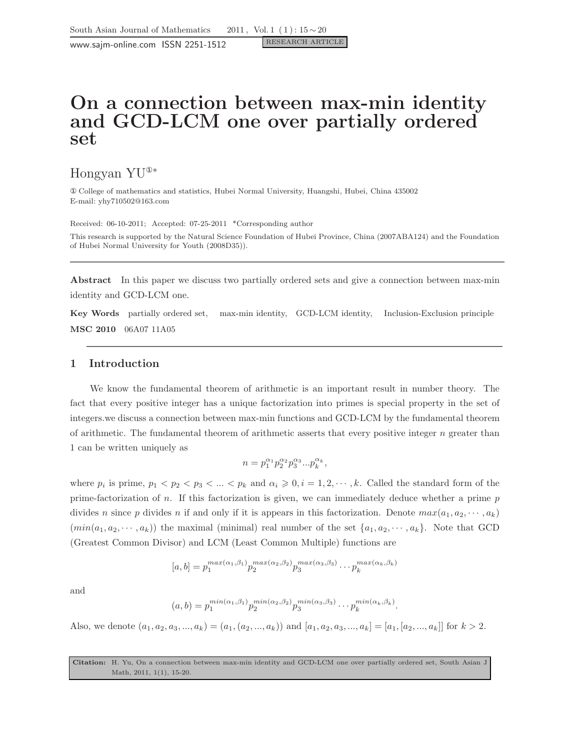RESEARCH ARTICLE

# On a connection between max-min identity and GCD-LCM one over partially ordered set

Hongyan YU[1]*

[1] College of mathematics and statistics, Hubei Normal University, Huangshi, Hubei, China 435002
E-mail: yhy710502@163.com

Received: 06-10-2011; Accepted: 07-25-2011 *Corresponding author

This research is supported by the Natural Science Foundation of Hubei Province, China (2007ABA124) and the Foundation of Hubei Normal University for Youth (2008D35)).

---

**Abstract** In this paper we discuss two partially ordered sets and give a connection between max-min identity and GCD-LCM one.

**Key Words** partially ordered set, max-min identity, GCD-LCM identity, Inclusion-Exclusion principle

**MSC 2010** 06A07 11A05

---

## 1 Introduction

We know the fundamental theorem of arithmetic is an important result in number theory. The fact that every positive integer has a unique factorization into primes is special property in the set of integers.we discuss a connection between max-min functions and GCD-LCM by the fundamental theorem of arithmetic. The fundamental theorem of arithmetic asserts that every positive integer $n$ greater than 1 can be written uniquely as

$$n = p_1^{\alpha_1} p_2^{\alpha_2} p_3^{\alpha_3} ... p_k^{\alpha_k},$$

where $p_i$ is prime, $p_1 < p_2 < p_3 < ... < p_k$ and $\alpha_i \geqslant 0, i = 1, 2, \cdots, k$. Called the standard form of the prime-factorization of $n$. If this factorization is given, we can immediately deduce whether a prime $p$ divides $n$ since $p$ divides $n$ if and only if it is appears in this factorization. Denote $max(a_1, a_2, \cdots, a_k)$ ($min(a_1, a_2, \cdots, a_k)$) the maximal (minimal) real number of the set $\{a_1, a_2, \cdots, a_k\}$. Note that GCD (Greatest Common Divisor) and LCM (Least Common Multiple) functions are

$$[a, b] = p_1^{max(\alpha_1, \beta_1)} p_2^{max(\alpha_2, \beta_2)} p_3^{max(\alpha_3, \beta_3)} \cdots p_k^{max(\alpha_k, \beta_k)}$$

and

$$(a, b) = p_1^{min(\alpha_1, \beta_1)} p_2^{min(\alpha_2, \beta_2)} p_3^{min(\alpha_3, \beta_3)} \cdots p_k^{min(\alpha_k, \beta_k)}.$$

Also, we denote $(a_1, a_2, a_3, ..., a_k) = (a_1, (a_2, ..., a_k))$ and $[a_1, a_2, a_3, ..., a_k] = [a_1, [a_2, ..., a_k]]$ for $k > 2$.

**Citation:** H. Yu, On a connection between max-min identity and GCD-LCM one over partially ordered set, South Asian J Math, 2011, 1(1), 15-20.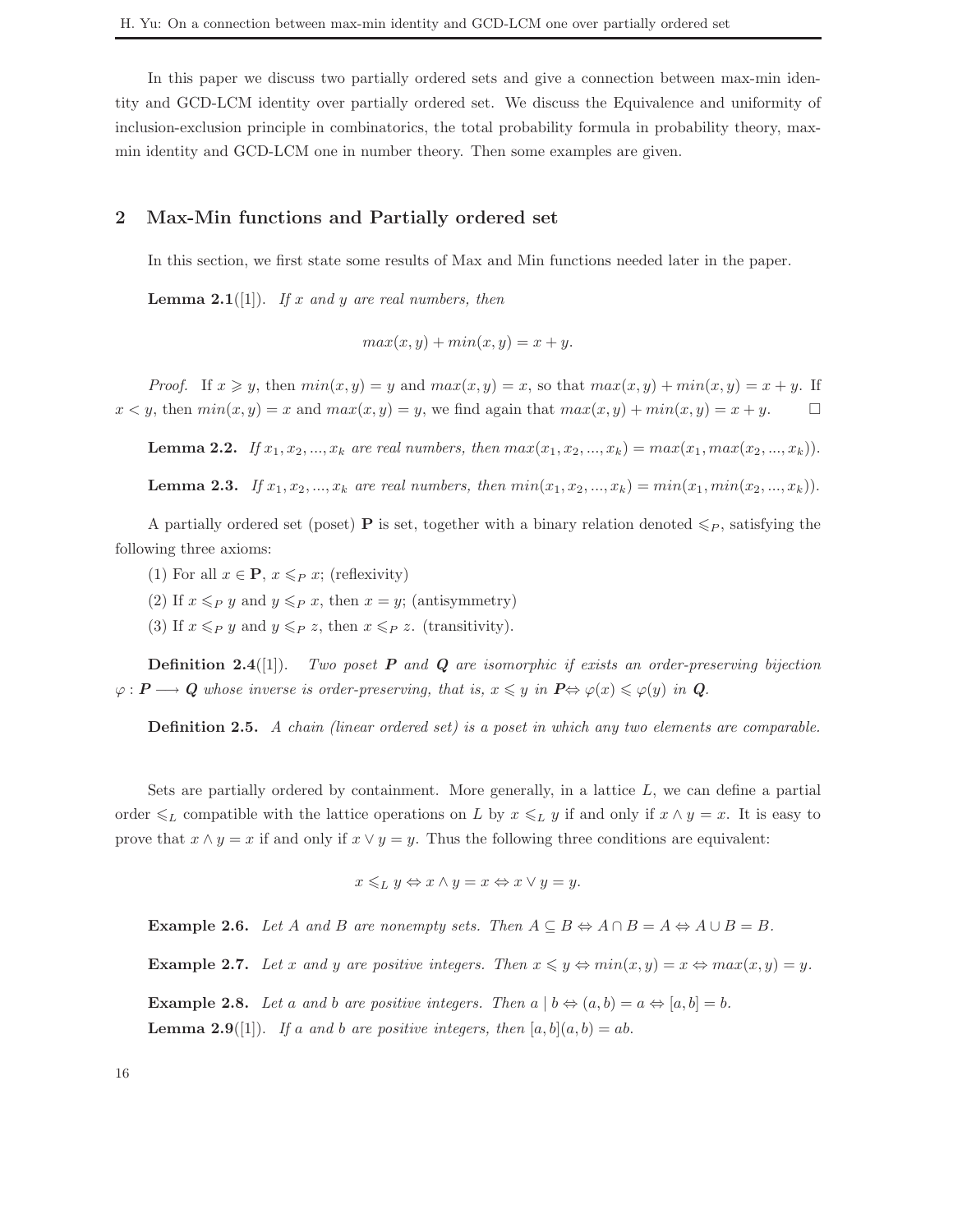In this paper we discuss two partially ordered sets and give a connection between max-min identity and GCD-LCM identity over partially ordered set. We discuss the Equivalence and uniformity of inclusion-exclusion principle in combinatorics, the total probability formula in probability theory, max-min identity and GCD-LCM one in number theory. Then some examples are given.

## 2 Max-Min functions and Partially ordered set

In this section, we first state some results of Max and Min functions needed later in the paper.

**Lemma 2.1**([1]). *If $x$ and $y$ are real numbers, then*

$$max(x, y) + min(x, y) = x + y.$$

*Proof.* If $x \geqslant y$, then $min(x, y) = y$ and $max(x, y) = x$, so that $max(x, y) + min(x, y) = x + y$. If $x < y$, then $min(x, y) = x$ and $max(x, y) = y$, we find again that $max(x, y) + min(x, y) = x + y$. □

**Lemma 2.2.** *If $x_1, x_2, ..., x_k$ are real numbers, then $max(x_1, x_2, ..., x_k) = max(x_1, max(x_2, ..., x_k))$.*

**Lemma 2.3.** *If $x_1, x_2, ..., x_k$ are real numbers, then $min(x_1, x_2, ..., x_k) = min(x_1, min(x_2, ..., x_k))$.*

A partially ordered set (poset) $\mathbf{P}$ is set, together with a binary relation denoted $\leqslant_P$, satisfying the following three axioms:

(1) For all $x \in \mathbf{P}$, $x \leqslant_P x$; (reflexivity)

(2) If $x \leqslant_P y$ and $y \leqslant_P x$, then $x = y$; (antisymmetry)

(3) If $x \leqslant_P y$ and $y \leqslant_P z$, then $x \leqslant_P z$. (transitivity).

**Definition 2.4**([1]). *Two poset $\boldsymbol{P}$ and $\boldsymbol{Q}$ are isomorphic if exists an order-preserving bijection $\varphi : \boldsymbol{P} \longrightarrow \boldsymbol{Q}$ whose inverse is order-preserving, that is, $x \leqslant y$ in $\boldsymbol{P} \Leftrightarrow \varphi(x) \leqslant \varphi(y)$ in $\boldsymbol{Q}$.*

**Definition 2.5.** *A chain (linear ordered set) is a poset in which any two elements are comparable.*

Sets are partially ordered by containment. More generally, in a lattice $L$, we can define a partial order $\leqslant_L$ compatible with the lattice operations on $L$ by $x \leqslant_L y$ if and only if $x \wedge y = x$. It is easy to prove that $x \wedge y = x$ if and only if $x \vee y = y$. Thus the following three conditions are equivalent:

$$x \leqslant_L y \Leftrightarrow x \wedge y = x \Leftrightarrow x \vee y = y.$$

**Example 2.6.** *Let $A$ and $B$ are nonempty sets. Then $A \subseteq B \Leftrightarrow A \cap B = A \Leftrightarrow A \cup B = B$.*

**Example 2.7.** *Let $x$ and $y$ are positive integers. Then $x \leqslant y \Leftrightarrow min(x, y) = x \Leftrightarrow max(x, y) = y$.*

**Example 2.8.** *Let $a$ and $b$ are positive integers. Then $a \mid b \Leftrightarrow (a, b) = a \Leftrightarrow [a, b] = b$.*

**Lemma 2.9**([1]). *If $a$ and $b$ are positive integers, then $[a, b](a, b) = ab$.*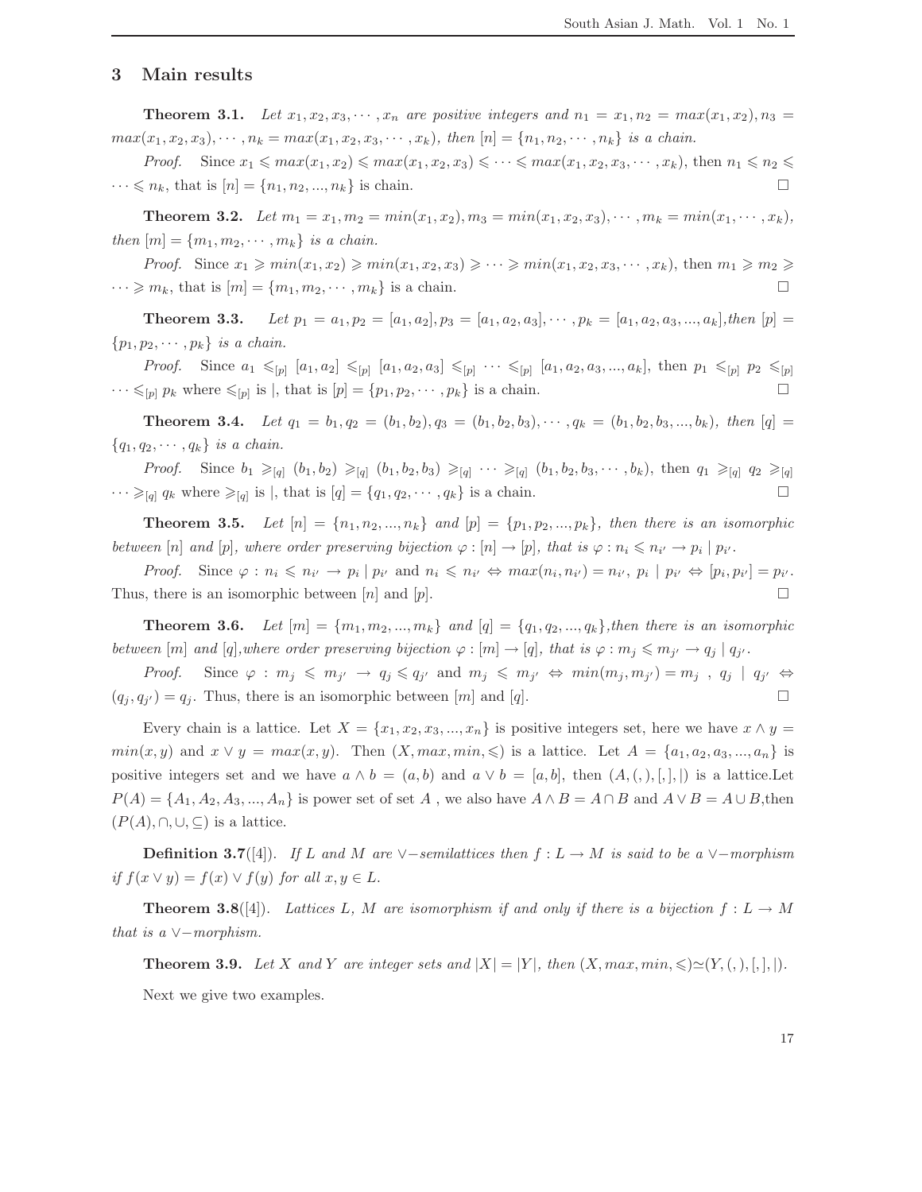## 3 Main results

**Theorem 3.1.** *Let $x_1, x_2, x_3, \cdots, x_n$ are positive integers and $n_1 = x_1, n_2 = max(x_1, x_2), n_3 = max(x_1, x_2, x_3), \cdots, n_k = max(x_1, x_2, x_3, \cdots, x_k)$, then $[n] = \{n_1, n_2, \cdots, n_k\}$ is a chain.*

*Proof.* Since $x_1 \leqslant max(x_1, x_2) \leqslant max(x_1, x_2, x_3) \leqslant \cdots \leqslant max(x_1, x_2, x_3, \cdots, x_k)$, then $n_1 \leqslant n_2 \leqslant \cdots \leqslant n_k$, that is $[n] = \{n_1, n_2, ..., n_k\}$ is chain. □

**Theorem 3.2.** *Let $m_1 = x_1, m_2 = min(x_1, x_2), m_3 = min(x_1, x_2, x_3), \cdots, m_k = min(x_1, \cdots, x_k)$, then $[m] = \{m_1, m_2, \cdots, m_k\}$ is a chain.*

*Proof.* Since $x_1 \geqslant min(x_1, x_2) \geqslant min(x_1, x_2, x_3) \geqslant \cdots \geqslant min(x_1, x_2, x_3, \cdots, x_k)$, then $m_1 \geqslant m_2 \geqslant \cdots \geqslant m_k$, that is $[m] = \{m_1, m_2, \cdots, m_k\}$ is a chain. □

**Theorem 3.3.** *Let $p_1 = a_1, p_2 = [a_1, a_2], p_3 = [a_1, a_2, a_3], \cdots, p_k = [a_1, a_2, a_3, ..., a_k]$,then $[p] = \{p_1, p_2, \cdots, p_k\}$ is a chain.*

*Proof.* Since $a_1 \leqslant_{[p]} [a_1, a_2] \leqslant_{[p]} [a_1, a_2, a_3] \leqslant_{[p]} \cdots \leqslant_{[p]} [a_1, a_2, a_3, ..., a_k]$, then $p_1 \leqslant_{[p]} p_2 \leqslant_{[p]} \cdots \leqslant_{[p]} p_k$ where $\leqslant_{[p]}$ is $|$, that is $[p] = \{p_1, p_2, \cdots, p_k\}$ is a chain. □

**Theorem 3.4.** *Let $q_1 = b_1, q_2 = (b_1, b_2), q_3 = (b_1, b_2, b_3), \cdots, q_k = (b_1, b_2, b_3, ..., b_k)$, then $[q] = \{q_1, q_2, \cdots, q_k\}$ is a chain.*

*Proof.* Since $b_1 \geqslant_{[q]} (b_1, b_2) \geqslant_{[q]} (b_1, b_2, b_3) \geqslant_{[q]} \cdots \geqslant_{[q]} (b_1, b_2, b_3, \cdots, b_k)$, then $q_1 \geqslant_{[q]} q_2 \geqslant_{[q]} \cdots \geqslant_{[q]} q_k$ where $\geqslant_{[q]}$ is $|$, that is $[q] = \{q_1, q_2, \cdots, q_k\}$ is a chain. □

**Theorem 3.5.** *Let $[n] = \{n_1, n_2, ..., n_k\}$ and $[p] = \{p_1, p_2, ..., p_k\}$, then there is an isomorphic between $[n]$ and $[p]$, where order preserving bijection $\varphi : [n] \to [p]$, that is $\varphi : n_i \leqslant n_{i'} \to p_i \mid p_{i'}$.*

*Proof.* Since $\varphi : n_i \leqslant n_{i'} \to p_i \mid p_{i'}$ and $n_i \leqslant n_{i'} \Leftrightarrow max(n_i, n_{i'}) = n_{i'}$, $p_i \mid p_{i'} \Leftrightarrow [p_i, p_{i'}] = p_{i'}$. Thus, there is an isomorphic between $[n]$ and $[p]$. □

**Theorem 3.6.** *Let $[m] = \{m_1, m_2, ..., m_k\}$ and $[q] = \{q_1, q_2, ..., q_k\}$,then there is an isomorphic between $[m]$ and $[q]$,where order preserving bijection $\varphi : [m] \to [q]$, that is $\varphi : m_j \leqslant m_{j'} \to q_j \mid q_{j'}$.*

*Proof.* Since $\varphi : m_j \leqslant m_{j'} \to q_j \leqslant q_{j'}$ and $m_j \leqslant m_{j'} \Leftrightarrow min(m_j, m_{j'}) = m_j$ , $q_j \mid q_{j'} \Leftrightarrow (q_j, q_{j'}) = q_j$. Thus, there is an isomorphic between $[m]$ and $[q]$. □

Every chain is a lattice. Let $X = \{x_1, x_2, x_3, ..., x_n\}$ is positive integers set, here we have $x \wedge y = min(x, y)$ and $x \vee y = max(x, y)$. Then $(X, max, min, \leqslant)$ is a lattice. Let $A = \{a_1, a_2, a_3, ..., a_n\}$ is positive integers set and we have $a \wedge b = (a, b)$ and $a \vee b = [a, b]$, then $(A, (,), [,], |)$ is a lattice.Let $P(A) = \{A_1, A_2, A_3, ..., A_n\}$ is power set of set $A$ , we also have $A \wedge B = A \cap B$ and $A \vee B = A \cup B$,then $(P(A), \cap, \cup, \subseteq)$ is a lattice.

**Definition 3.7**([4]). *If $L$ and $M$ are $\vee-$semilattices then $f : L \to M$ is said to be a $\vee-$morphism if $f(x \vee y) = f(x) \vee f(y)$ for all $x, y \in L$.*

**Theorem 3.8**([4]). *Lattices $L$, $M$ are isomorphism if and only if there is a bijection $f : L \to M$ that is a $\vee-$morphism.*

**Theorem 3.9.** *Let $X$ and $Y$ are integer sets and $|X| = |Y|$, then $(X, max, min, \leqslant) \simeq (Y, (,), [,], |)$.*

Next we give two examples.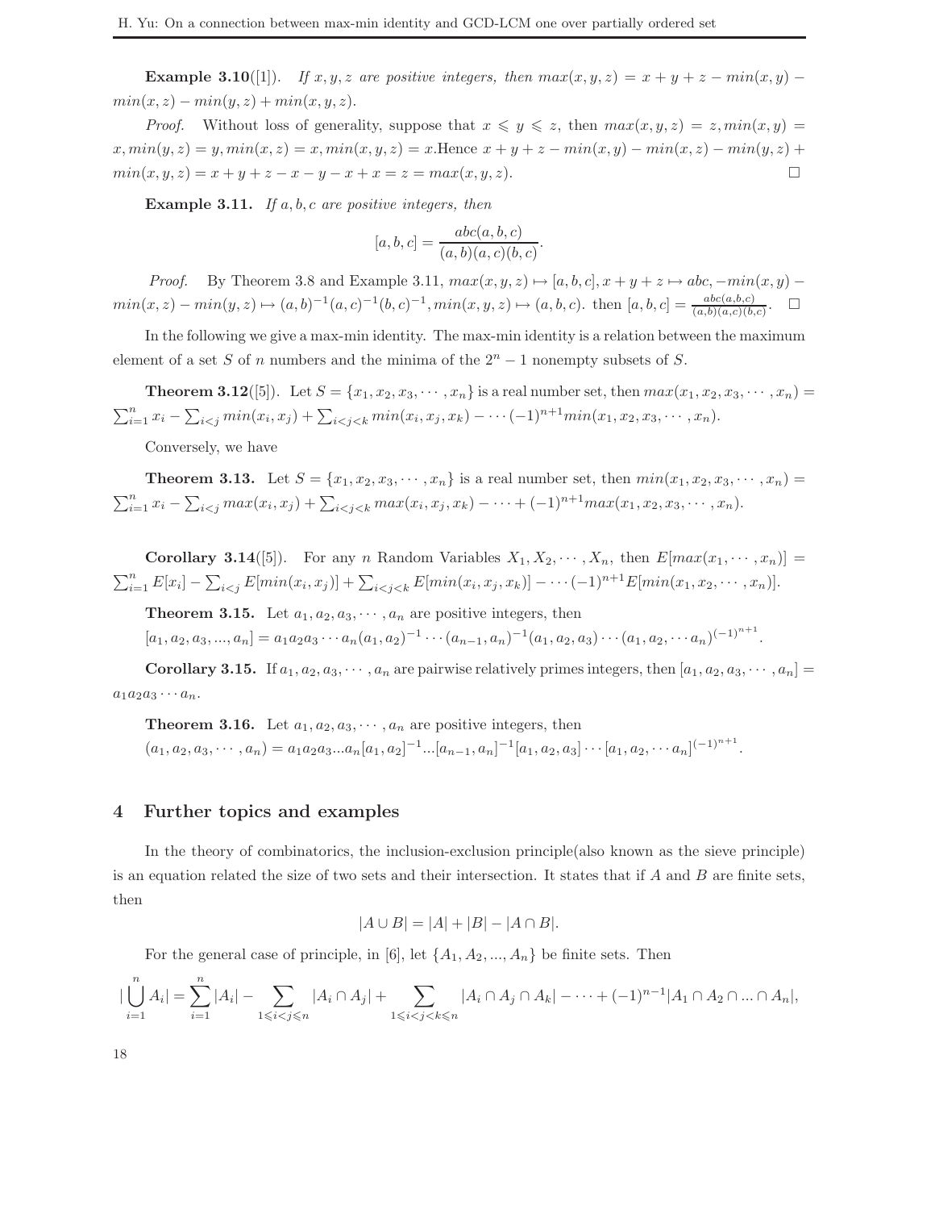**Example 3.10**([1]). *If $x, y, z$ are positive integers, then $max(x, y, z) = x + y + z - min(x, y) - min(x, z) - min(y, z) + min(x, y, z)$.*

*Proof.* Without loss of generality, suppose that $x \leqslant y \leqslant z$, then $max(x, y, z) = z, min(x, y) = x, min(y, z) = y, min(x, z) = x, min(x, y, z) = x$.Hence $x + y + z - min(x, y) - min(x, z) - min(y, z) + min(x, y, z) = x + y + z - x - y - x + x = z = max(x, y, z)$. □

**Example 3.11.** *If $a, b, c$ are positive integers, then*

$$[a, b, c] = \frac{abc(a, b, c)}{(a, b)(a, c)(b, c)}.$$

*Proof.* By Theorem 3.8 and Example 3.11, $max(x, y, z) \mapsto [a, b, c], x + y + z \mapsto abc, -min(x, y) - min(x, z) - min(y, z) \mapsto (a, b)^{-1}(a, c)^{-1}(b, c)^{-1}, min(x, y, z) \mapsto (a, b, c)$. then $[a, b, c] = \frac{abc(a,b,c)}{(a,b)(a,c)(b,c)}$. □

In the following we give a max-min identity. The max-min identity is a relation between the maximum element of a set $S$ of $n$ numbers and the minima of the $2^n - 1$ nonempty subsets of $S$.

**Theorem 3.12**([5]). Let $S = \{x_1, x_2, x_3, \cdots, x_n\}$ is a real number set, then $max(x_1, x_2, x_3, \cdots, x_n) = \sum_{i=1}^{n} x_i - \sum_{i<j} min(x_i, x_j) + \sum_{i<j<k} min(x_i, x_j, x_k) - \cdots (-1)^{n+1} min(x_1, x_2, x_3, \cdots, x_n)$.

Conversely, we have

**Theorem 3.13.** Let $S = \{x_1, x_2, x_3, \cdots, x_n\}$ is a real number set, then $min(x_1, x_2, x_3, \cdots, x_n) = \sum_{i=1}^{n} x_i - \sum_{i<j} max(x_i, x_j) + \sum_{i<j<k} max(x_i, x_j, x_k) - \cdots + (-1)^{n+1} max(x_1, x_2, x_3, \cdots, x_n)$.

**Corollary 3.14**([5]). For any $n$ Random Variables $X_1, X_2, \cdots, X_n$, then $E[max(x_1, \cdots, x_n)] = \sum_{i=1}^{n} E[x_i] - \sum_{i<j} E[min(x_i, x_j)] + \sum_{i<j<k} E[min(x_i, x_j, x_k)] - \cdots (-1)^{n+1} E[min(x_1, x_2, \cdots, x_n)]$.

**Theorem 3.15.** Let $a_1, a_2, a_3, \cdots, a_n$ are positive integers, then
$[a_1, a_2, a_3, ..., a_n] = a_1 a_2 a_3 \cdots a_n (a_1, a_2)^{-1} \cdots (a_{n-1}, a_n)^{-1} (a_1, a_2, a_3) \cdots (a_1, a_2, \cdots a_n)^{(-1)^{n+1}}$.

**Corollary 3.15.** If $a_1, a_2, a_3, \cdots, a_n$ are pairwise relatively primes integers, then $[a_1, a_2, a_3, \cdots, a_n] = a_1 a_2 a_3 \cdots a_n$.

**Theorem 3.16.** Let $a_1, a_2, a_3, \cdots, a_n$ are positive integers, then
$(a_1, a_2, a_3, \cdots, a_n) = a_1 a_2 a_3 ... a_n [a_1, a_2]^{-1} ... [a_{n-1}, a_n]^{-1} [a_1, a_2, a_3] \cdots [a_1, a_2, \cdots a_n]^{(-1)^{n+1}}$.

## 4 Further topics and examples

In the theory of combinatorics, the inclusion-exclusion principle(also known as the sieve principle) is an equation related the size of two sets and their intersection. It states that if $A$ and $B$ are finite sets, then

$$|A \cup B| = |A| + |B| - |A \cap B|.$$

For the general case of principle, in [6], let $\{A_1, A_2, ..., A_n\}$ be finite sets. Then

$$|\bigcup_{i=1}^{n} A_i| = \sum_{i=1}^{n} |A_i| - \sum_{1 \leqslant i<j \leqslant n} |A_i \cap A_j| + \sum_{1 \leqslant i<j<k \leqslant n} |A_i \cap A_j \cap A_k| - \cdots + (-1)^{n-1} |A_1 \cap A_2 \cap ... \cap A_n|,$$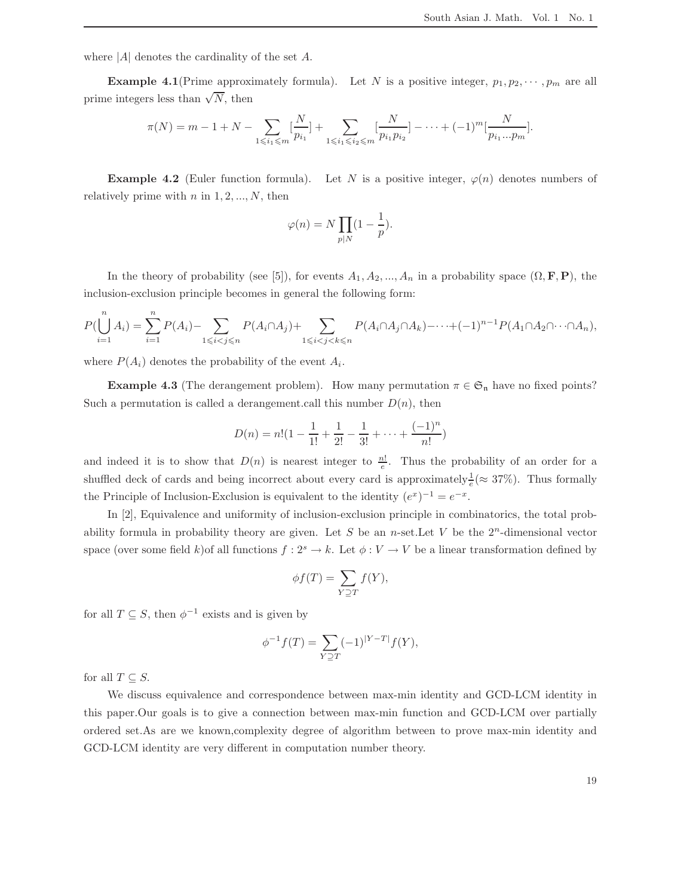where $|A|$ denotes the cardinality of the set $A$.

**Example 4.1**(Prime approximately formula). Let $N$ is a positive integer, $p_1, p_2, \cdots, p_m$ are all prime integers less than $\sqrt{N}$, then

$$\pi(N) = m - 1 + N - \sum_{1 \leqslant i_1 \leqslant m} [\frac{N}{p_{i_1}}] + \sum_{1 \leqslant i_1 \leqslant i_2 \leqslant m} [\frac{N}{p_{i_1} p_{i_2}}] - \cdots + (-1)^m [\frac{N}{p_{i_1} \ldots p_m}].$$

**Example 4.2** (Euler function formula). Let $N$ is a positive integer, $\varphi(n)$ denotes numbers of relatively prime with $n$ in $1, 2, \ldots, N$, then

$$\varphi(n) = N \prod_{p|N} (1 - \frac{1}{p}).$$

In the theory of probability (see [5]), for events $A_1, A_2, \ldots, A_n$ in a probability space $(\Omega, \mathbf{F}, \mathbf{P})$, the inclusion-exclusion principle becomes in general the following form:

$$P(\bigcup_{i=1}^{n} A_i) = \sum_{i=1}^{n} P(A_i) - \sum_{1 \leqslant i < j \leqslant n} P(A_i \cap A_j) + \sum_{1 \leqslant i < j < k \leqslant n} P(A_i \cap A_j \cap A_k) - \cdots + (-1)^{n-1} P(A_1 \cap A_2 \cap \cdots \cap A_n),$$

where $P(A_i)$ denotes the probability of the event $A_i$.

**Example 4.3** (The derangement problem). How many permutation $\pi \in \mathfrak{S}_\mathfrak{n}$ have no fixed points? Such a permutation is called a derangement.call this number $D(n)$, then

$$D(n) = n!(1 - \frac{1}{1!} + \frac{1}{2!} - \frac{1}{3!} + \cdots + \frac{(-1)^n}{n!})$$

and indeed it is to show that $D(n)$ is nearest integer to $\frac{n!}{e}$. Thus the probability of an order for a shuffled deck of cards and being incorrect about every card is approximately$\frac{1}{e}(\approx 37\%)$. Thus formally the Principle of Inclusion-Exclusion is equivalent to the identity $(e^x)^{-1} = e^{-x}$.

In [2], Equivalence and uniformity of inclusion-exclusion principle in combinatorics, the total probability formula in probability theory are given. Let $S$ be an $n$-set.Let $V$ be the $2^n$-dimensional vector space (over some field $k$)of all functions $f : 2^s \to k$. Let $\phi : V \to V$ be a linear transformation defined by

$$\phi f(T) = \sum_{Y \supseteq T} f(Y),$$

for all $T \subseteq S$, then $\phi^{-1}$ exists and is given by

$$\phi^{-1} f(T) = \sum_{Y \supseteq T} (-1)^{|Y-T|} f(Y),$$

for all $T \subseteq S$.

We discuss equivalence and correspondence between max-min identity and GCD-LCM identity in this paper.Our goals is to give a connection between max-min function and GCD-LCM over partially ordered set.As are we known,complexity degree of algorithm between to prove max-min identity and GCD-LCM identity are very different in computation number theory.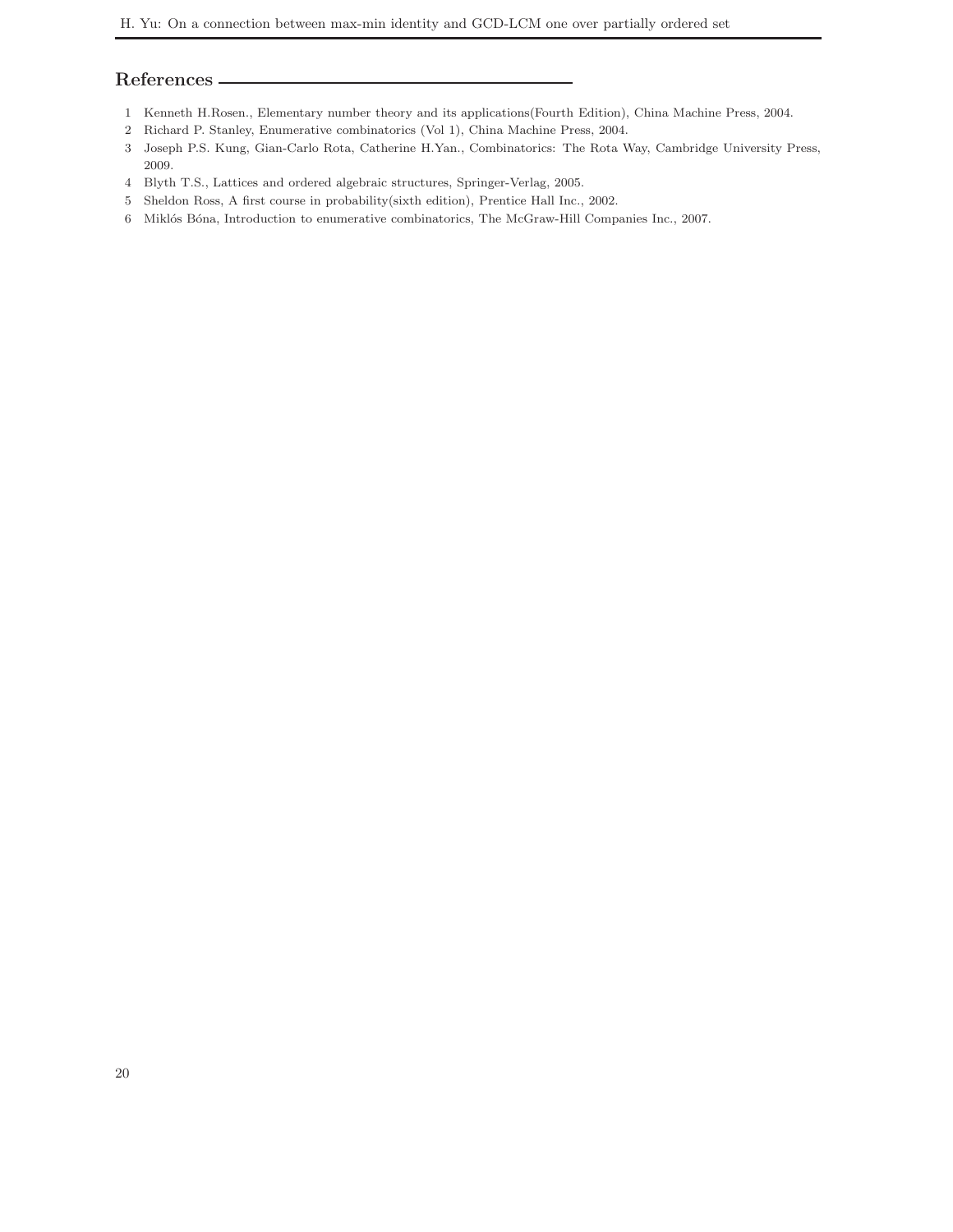## References

1. Kenneth H.Rosen., Elementary number theory and its applications(Fourth Edition), China Machine Press, 2004.
2. Richard P. Stanley, Enumerative combinatorics (Vol 1), China Machine Press, 2004.
3. Joseph P.S. Kung, Gian-Carlo Rota, Catherine H.Yan., Combinatorics: The Rota Way, Cambridge University Press, 2009.
4. Blyth T.S., Lattices and ordered algebraic structures, Springer-Verlag, 2005.
5. Sheldon Ross, A first course in probability(sixth edition), Prentice Hall Inc., 2002.
6. Miklós Bóna, Introduction to enumerative combinatorics, The McGraw-Hill Companies Inc., 2007.